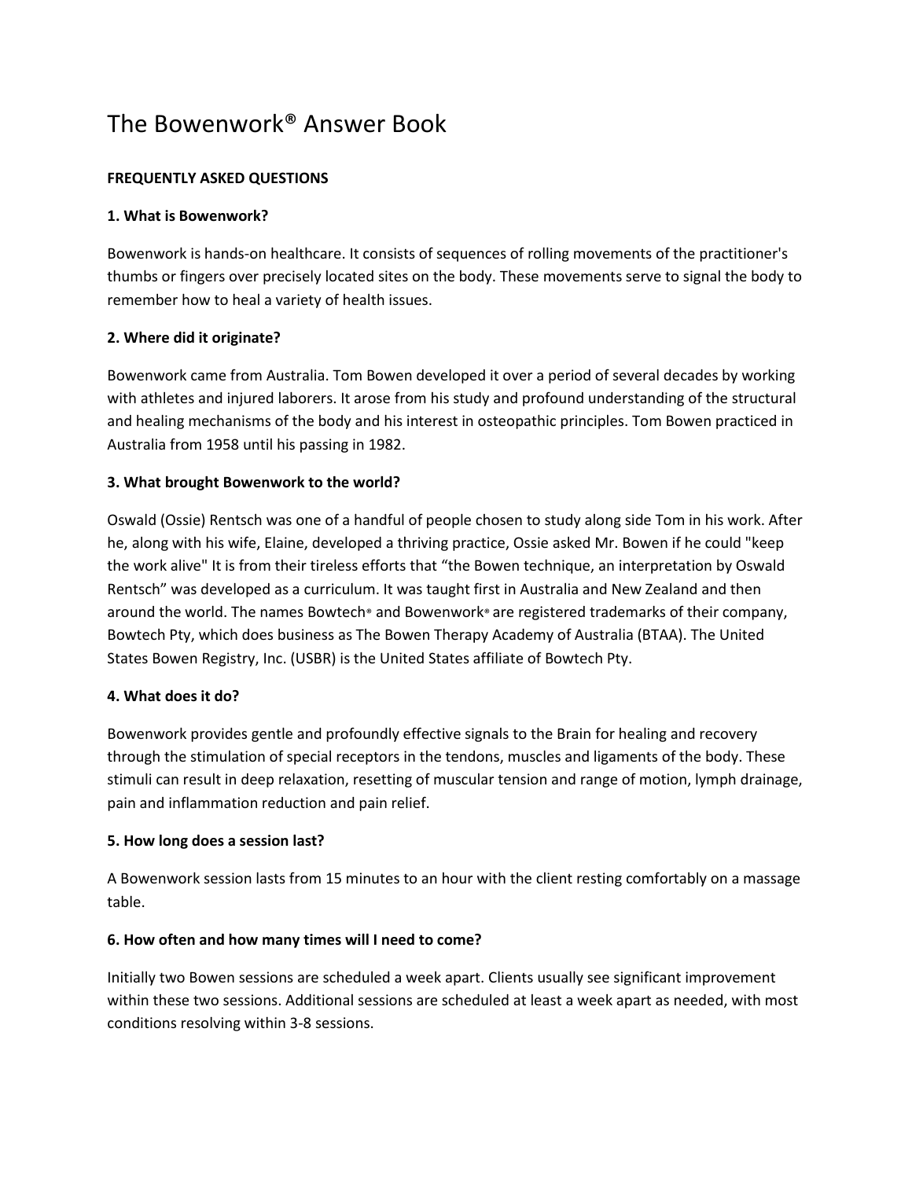# The Bowenwork® Answer Book

**FREQUENTLY ASKED QUESTIONS**

**1. What is Bowenwork?**

Bowenwork is hands-on healthcare. It consists of sequences of rolling movements of the practitioner's thumbs or fingers over precisely located sites on the body. These movements serve to signal the body to remember how to heal a variety of health issues.

**2. Where did it originate?**

Bowenwork came from Australia. Tom Bowen developed it over a period of several decades by working with athletes and injured laborers. It arose from his study and profound understanding of the structural and healing mechanisms of the body and his interest in osteopathic principles. Tom Bowen practiced in Australia from 1958 until his passing in 1982.

**3. What brought Bowenwork to the world?**

Oswald (Ossie) Rentsch was one of a handful of people chosen to study along side Tom in his work. After he, along with his wife, Elaine, developed a thriving practice, Ossie asked Mr. Bowen if he could "keep the work alive" It is from their tireless efforts that "the Bowen technique, an interpretation by Oswald Rentsch" was developed as a curriculum. It was taught first in Australia and New Zealand and then around the world. The names Bowtech® and Bowenwork® are registered trademarks of their company, Bowtech Pty, which does business as The Bowen Therapy Academy of Australia (BTAA). The United States Bowen Registry, Inc. (USBR) is the United States affiliate of Bowtech Pty.

**4. What does it do?**

Bowenwork provides gentle and profoundly effective signals to the Brain for healing and recovery through the stimulation of special receptors in the tendons, muscles and ligaments of the body. These stimuli can result in deep relaxation, resetting of muscular tension and range of motion, lymph drainage, pain and inflammation reduction and pain relief.

**5. How long does a session last?**

A Bowenwork session lasts from 15 minutes to an hour with the client resting comfortably on a massage table.

**6. How often and how many times will I need to come?**

Initially two Bowen sessions are scheduled a week apart. Clients usually see significant improvement within these two sessions. Additional sessions are scheduled at least a week apart as needed, with most conditions resolving within 3-8 sessions.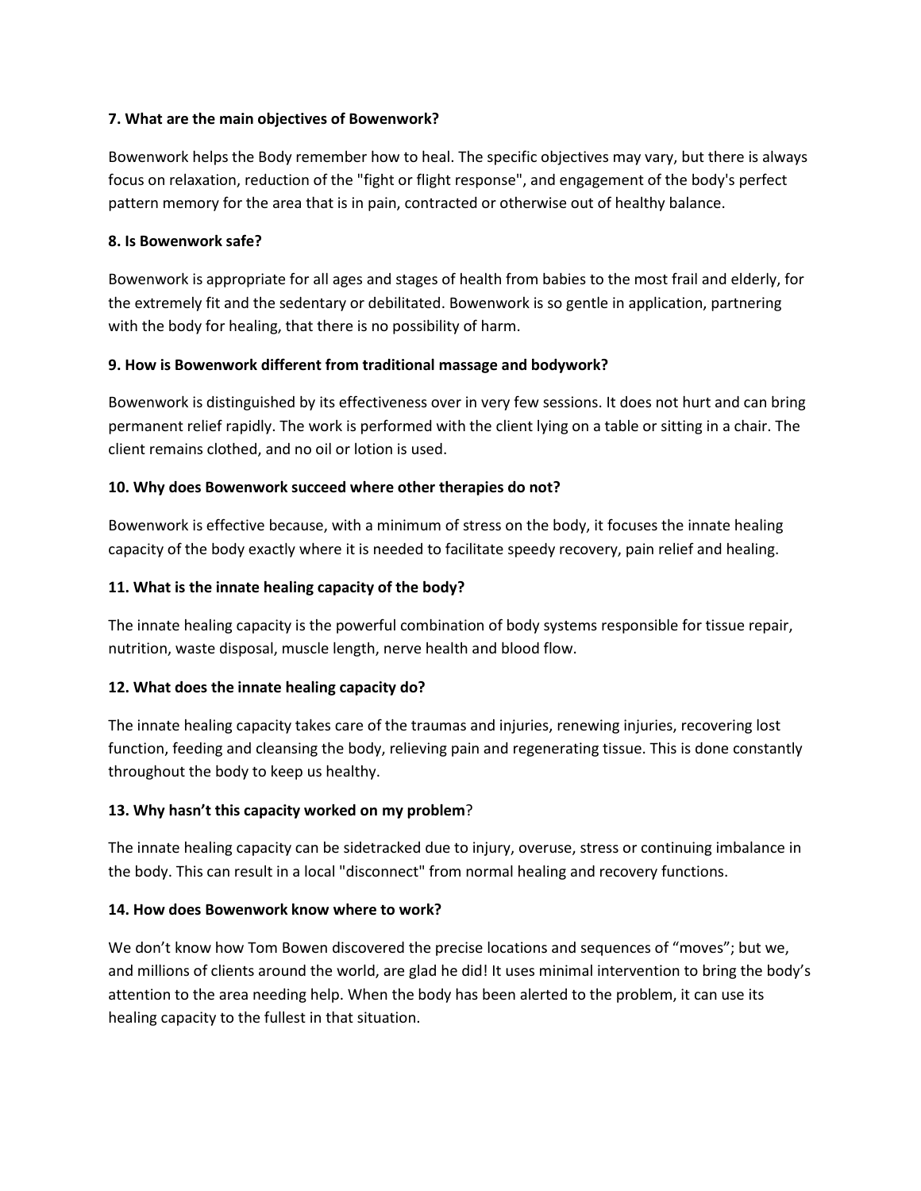**7. What are the main objectives of Bowenwork?**

Bowenwork helps the Body remember how to heal. The specific objectives may vary, but there is always focus on relaxation, reduction of the "fight or flight response", and engagement of the body's perfect pattern memory for the area that is in pain, contracted or otherwise out of healthy balance.

**8. Is Bowenwork safe?**

Bowenwork is appropriate for all ages and stages of health from babies to the most frail and elderly, for the extremely fit and the sedentary or debilitated. Bowenwork is so gentle in application, partnering with the body for healing, that there is no possibility of harm.

**9. How is Bowenwork different from traditional massage and bodywork?**

Bowenwork is distinguished by its effectiveness over in very few sessions. It does not hurt and can bring permanent relief rapidly. The work is performed with the client lying on a table or sitting in a chair. The client remains clothed, and no oil or lotion is used.

**10. Why does Bowenwork succeed where other therapies do not?**

Bowenwork is effective because, with a minimum of stress on the body, it focuses the innate healing capacity of the body exactly where it is needed to facilitate speedy recovery, pain relief and healing.

**11. What is the innate healing capacity of the body?**

The innate healing capacity is the powerful combination of body systems responsible for tissue repair, nutrition, waste disposal, muscle length, nerve health and blood flow.

**12. What does the innate healing capacity do?**

The innate healing capacity takes care of the traumas and injuries, renewing injuries, recovering lost function, feeding and cleansing the body, relieving pain and regenerating tissue. This is done constantly throughout the body to keep us healthy.

**13. Why hasn't this capacity worked on my problem**?

The innate healing capacity can be sidetracked due to injury, overuse, stress or continuing imbalance in the body. This can result in a local "disconnect" from normal healing and recovery functions.

**14. How does Bowenwork know where to work?**

We don't know how Tom Bowen discovered the precise locations and sequences of "moves"; but we, and millions of clients around the world, are glad he did! It uses minimal intervention to bring the body's attention to the area needing help. When the body has been alerted to the problem, it can use its healing capacity to the fullest in that situation.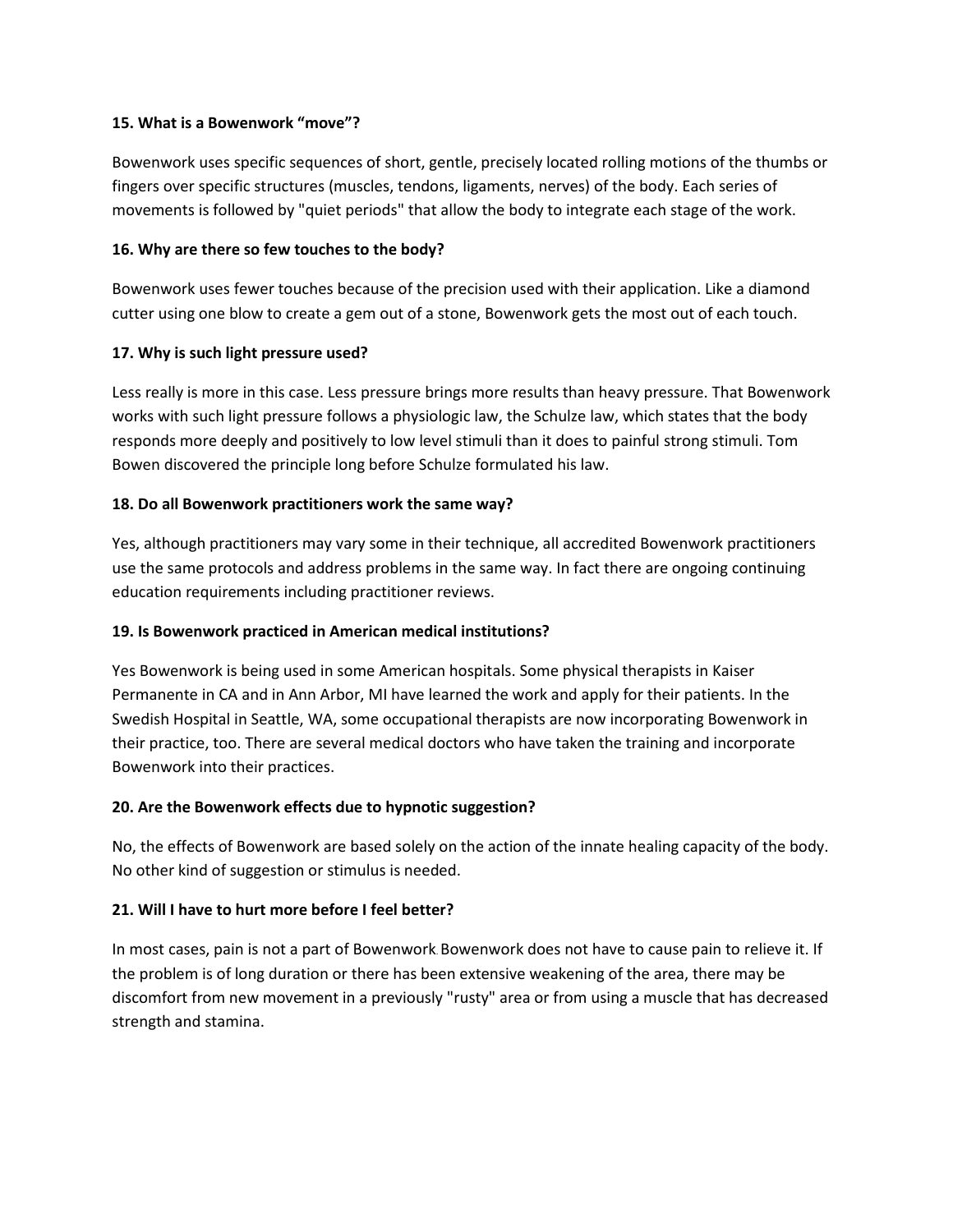**15. What is a Bowenwork "move"?**

Bowenwork uses specific sequences of short, gentle, precisely located rolling motions of the thumbs or fingers over specific structures (muscles, tendons, ligaments, nerves) of the body. Each series of movements is followed by "quiet periods" that allow the body to integrate each stage of the work.

**16. Why are there so few touches to the body?**

Bowenwork uses fewer touches because of the precision used with their application. Like a diamond cutter using one blow to create a gem out of a stone, Bowenwork gets the most out of each touch.

**17. Why is such light pressure used?**

Less really is more in this case. Less pressure brings more results than heavy pressure. That Bowenwork works with such light pressure follows a physiologic law, the Schulze law, which states that the body responds more deeply and positively to low level stimuli than it does to painful strong stimuli. Tom Bowen discovered the principle long before Schulze formulated his law.

**18. Do all Bowenwork practitioners work the same way?**

Yes, although practitioners may vary some in their technique, all accredited Bowenwork practitioners use the same protocols and address problems in the same way. In fact there are ongoing continuing education requirements including practitioner reviews.

**19. Is Bowenwork practiced in American medical institutions?**

Yes Bowenwork is being used in some American hospitals. Some physical therapists in Kaiser Permanente in CA and in Ann Arbor, MI have learned the work and apply for their patients. In the Swedish Hospital in Seattle, WA, some occupational therapists are now incorporating Bowenwork in their practice, too. There are several medical doctors who have taken the training and incorporate Bowenwork into their practices.

**20. Are the Bowenwork effects due to hypnotic suggestion?**

No, the effects of Bowenwork are based solely on the action of the innate healing capacity of the body. No other kind of suggestion or stimulus is needed.

**21. Will I have to hurt more before I feel better?**

In most cases, pain is not a part of Bowenwork. Bowenwork does not have to cause pain to relieve it. If the problem is of long duration or there has been extensive weakening of the area, there may be discomfort from new movement in a previously "rusty" area or from using a muscle that has decreased strength and stamina.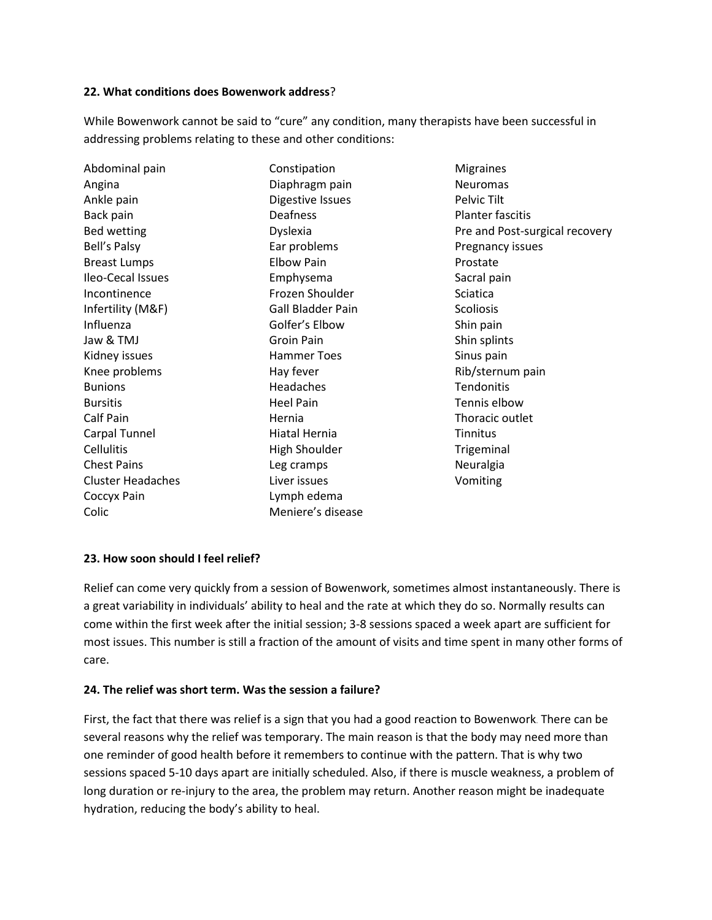**22. What conditions does Bowenwork address**?

While Bowenwork cannot be said to "cure" any condition, many therapists have been successful in addressing problems relating to these and other conditions:

- Abdominal pain
- Angina
- Ankle pain
- Back pain
- Bed wetting
- Bell's Palsy
- Breast Lumps
- Ileo-Cecal Issues
- Incontinence
- Infertility (M&F)
- Influenza
- Jaw & TMJ
- Kidney issues
- Knee problems
- Bunions
- Bursitis
- Calf Pain
- Carpal Tunnel
- Cellulitis
- Chest Pains
- Cluster Headaches
- Coccyx Pain
- Colic
- Constipation
- Diaphragm pain
- Digestive Issues
- Deafness
- Dyslexia
- Ear problems
- Elbow Pain
- Emphysema
- Frozen Shoulder
- Gall Bladder Pain
- Golfer's Elbow
- Groin Pain
- Hammer Toes
- Hay fever
- Headaches
- Heel Pain
- Hernia
- Hiatal Hernia
- High Shoulder
- Leg cramps
- Liver issues
- Lymph edema
- Meniere's disease
- Migraines
- Neuromas
- Pelvic Tilt
- Planter fascitis
- Pre and Post-surgical recovery
- Pregnancy issues
- Prostate
- Sacral pain
- Sciatica
- Scoliosis
- Shin pain
- Shin splints
- Sinus pain
- Rib/sternum pain
- Tendonitis
- Tennis elbow
- Thoracic outlet
- Tinnitus
- Trigeminal
- Neuralgia
- Vomiting

**23. How soon should I feel relief?**

Relief can come very quickly from a session of Bowenwork, sometimes almost instantaneously. There is a great variability in individuals' ability to heal and the rate at which they do so. Normally results can come within the first week after the initial session; 3-8 sessions spaced a week apart are sufficient for most issues. This number is still a fraction of the amount of visits and time spent in many other forms of care.

**24. The relief was short term. Was the session a failure?**

First, the fact that there was relief is a sign that you had a good reaction to Bowenwork. There can be several reasons why the relief was temporary. The main reason is that the body may need more than one reminder of good health before it remembers to continue with the pattern. That is why two sessions spaced 5-10 days apart are initially scheduled. Also, if there is muscle weakness, a problem of long duration or re-injury to the area, the problem may return. Another reason might be inadequate hydration, reducing the body's ability to heal.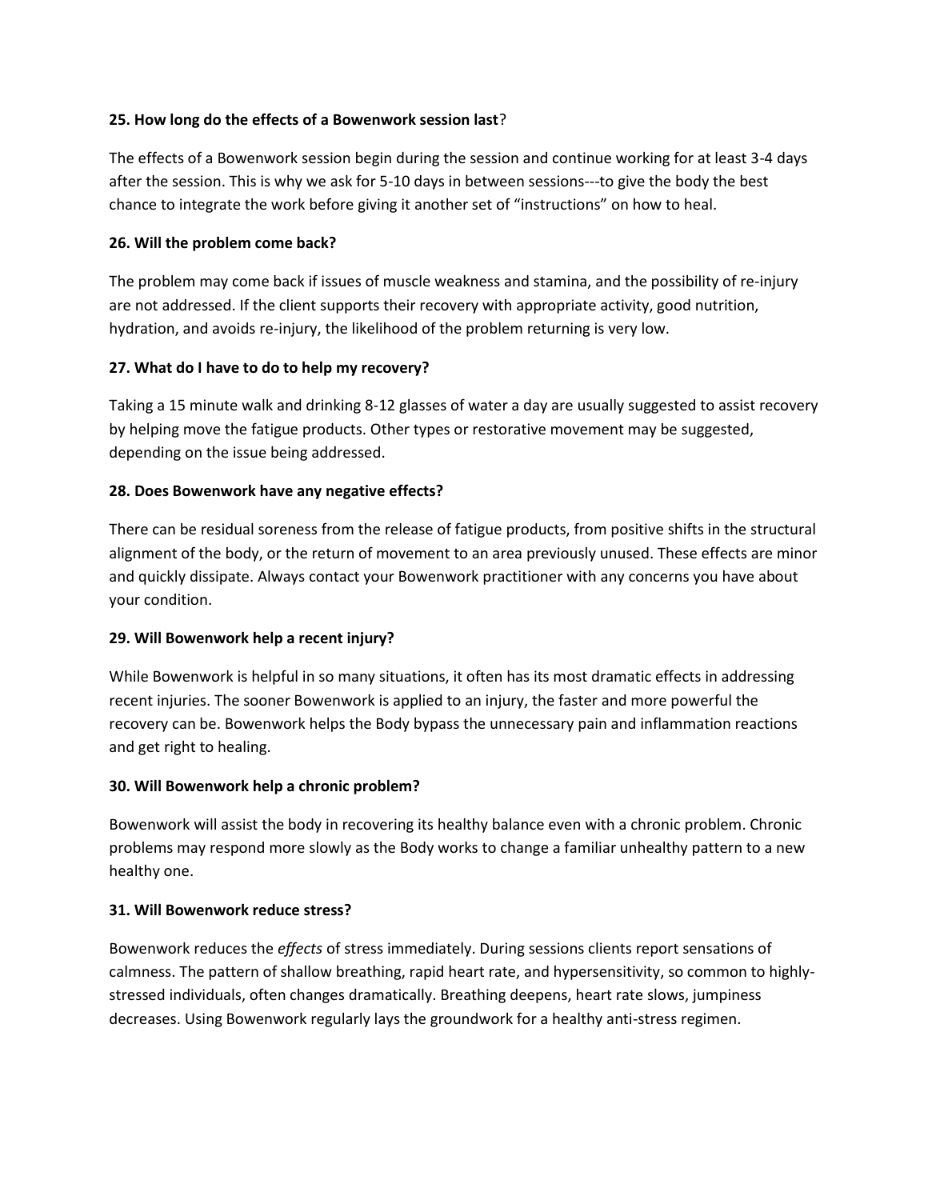**25. How long do the effects of a Bowenwork session last**?

The effects of a Bowenwork session begin during the session and continue working for at least 3-4 days after the session. This is why we ask for 5-10 days in between sessions---to give the body the best chance to integrate the work before giving it another set of "instructions" on how to heal.

**26. Will the problem come back?**

The problem may come back if issues of muscle weakness and stamina, and the possibility of re-injury are not addressed. If the client supports their recovery with appropriate activity, good nutrition, hydration, and avoids re-injury, the likelihood of the problem returning is very low.

**27. What do I have to do to help my recovery?**

Taking a 15 minute walk and drinking 8-12 glasses of water a day are usually suggested to assist recovery by helping move the fatigue products. Other types or restorative movement may be suggested, depending on the issue being addressed.

**28. Does Bowenwork have any negative effects?**

There can be residual soreness from the release of fatigue products, from positive shifts in the structural alignment of the body, or the return of movement to an area previously unused. These effects are minor and quickly dissipate. Always contact your Bowenwork practitioner with any concerns you have about your condition.

**29. Will Bowenwork help a recent injury?**

While Bowenwork is helpful in so many situations, it often has its most dramatic effects in addressing recent injuries. The sooner Bowenwork is applied to an injury, the faster and more powerful the recovery can be. Bowenwork helps the Body bypass the unnecessary pain and inflammation reactions and get right to healing.

**30. Will Bowenwork help a chronic problem?**

Bowenwork will assist the body in recovering its healthy balance even with a chronic problem. Chronic problems may respond more slowly as the Body works to change a familiar unhealthy pattern to a new healthy one.

**31. Will Bowenwork reduce stress?**

Bowenwork reduces the *effects* of stress immediately. During sessions clients report sensations of calmness. The pattern of shallow breathing, rapid heart rate, and hypersensitivity, so common to highly-stressed individuals, often changes dramatically. Breathing deepens, heart rate slows, jumpiness decreases. Using Bowenwork regularly lays the groundwork for a healthy anti-stress regimen.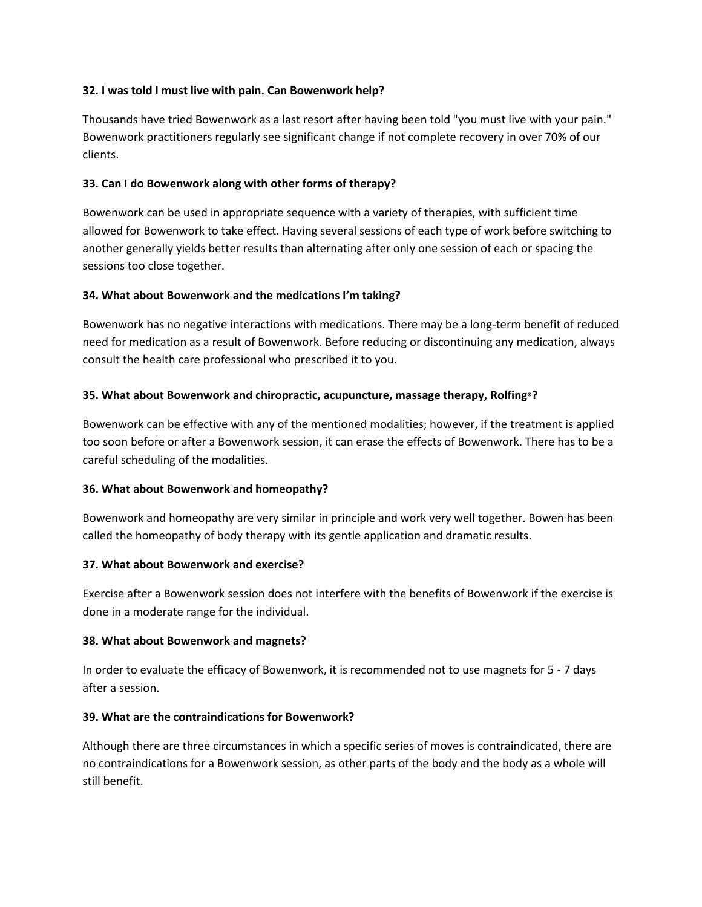**32. I was told I must live with pain. Can Bowenwork help?**

Thousands have tried Bowenwork as a last resort after having been told "you must live with your pain." Bowenwork practitioners regularly see significant change if not complete recovery in over 70% of our clients.

**33. Can I do Bowenwork along with other forms of therapy?**

Bowenwork can be used in appropriate sequence with a variety of therapies, with sufficient time allowed for Bowenwork to take effect. Having several sessions of each type of work before switching to another generally yields better results than alternating after only one session of each or spacing the sessions too close together.

**34. What about Bowenwork and the medications I'm taking?**

Bowenwork has no negative interactions with medications. There may be a long-term benefit of reduced need for medication as a result of Bowenwork. Before reducing or discontinuing any medication, always consult the health care professional who prescribed it to you.

**35. What about Bowenwork and chiropractic, acupuncture, massage therapy, Rolfing®?**

Bowenwork can be effective with any of the mentioned modalities; however, if the treatment is applied too soon before or after a Bowenwork session, it can erase the effects of Bowenwork. There has to be a careful scheduling of the modalities.

**36. What about Bowenwork and homeopathy?**

Bowenwork and homeopathy are very similar in principle and work very well together. Bowen has been called the homeopathy of body therapy with its gentle application and dramatic results.

**37. What about Bowenwork and exercise?**

Exercise after a Bowenwork session does not interfere with the benefits of Bowenwork if the exercise is done in a moderate range for the individual.

**38. What about Bowenwork and magnets?**

In order to evaluate the efficacy of Bowenwork, it is recommended not to use magnets for 5 - 7 days after a session.

**39. What are the contraindications for Bowenwork?**

Although there are three circumstances in which a specific series of moves is contraindicated, there are no contraindications for a Bowenwork session, as other parts of the body and the body as a whole will still benefit.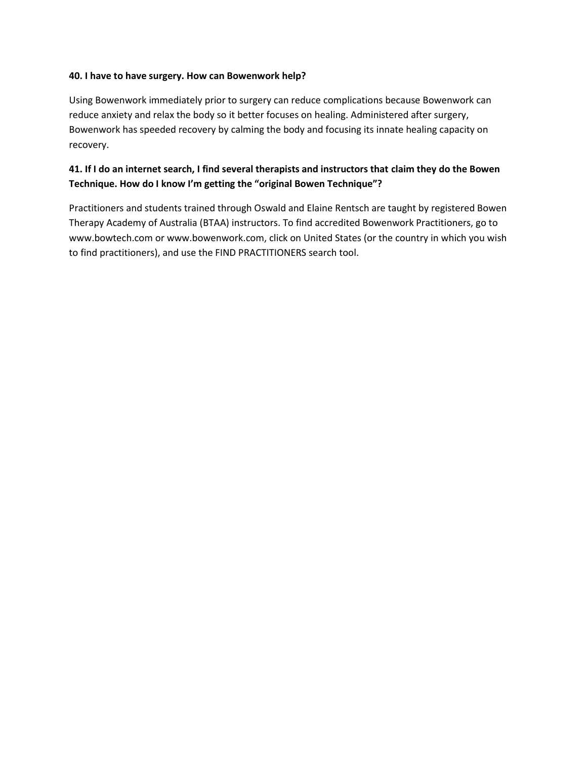**40. I have to have surgery. How can Bowenwork help?**

Using Bowenwork immediately prior to surgery can reduce complications because Bowenwork can reduce anxiety and relax the body so it better focuses on healing. Administered after surgery, Bowenwork has speeded recovery by calming the body and focusing its innate healing capacity on recovery.

**41. If I do an internet search, I find several therapists and instructors that claim they do the Bowen Technique. How do I know I'm getting the "original Bowen Technique"?**

Practitioners and students trained through Oswald and Elaine Rentsch are taught by registered Bowen Therapy Academy of Australia (BTAA) instructors. To find accredited Bowenwork Practitioners, go to www.bowtech.com or www.bowenwork.com, click on United States (or the country in which you wish to find practitioners), and use the FIND PRACTITIONERS search tool.